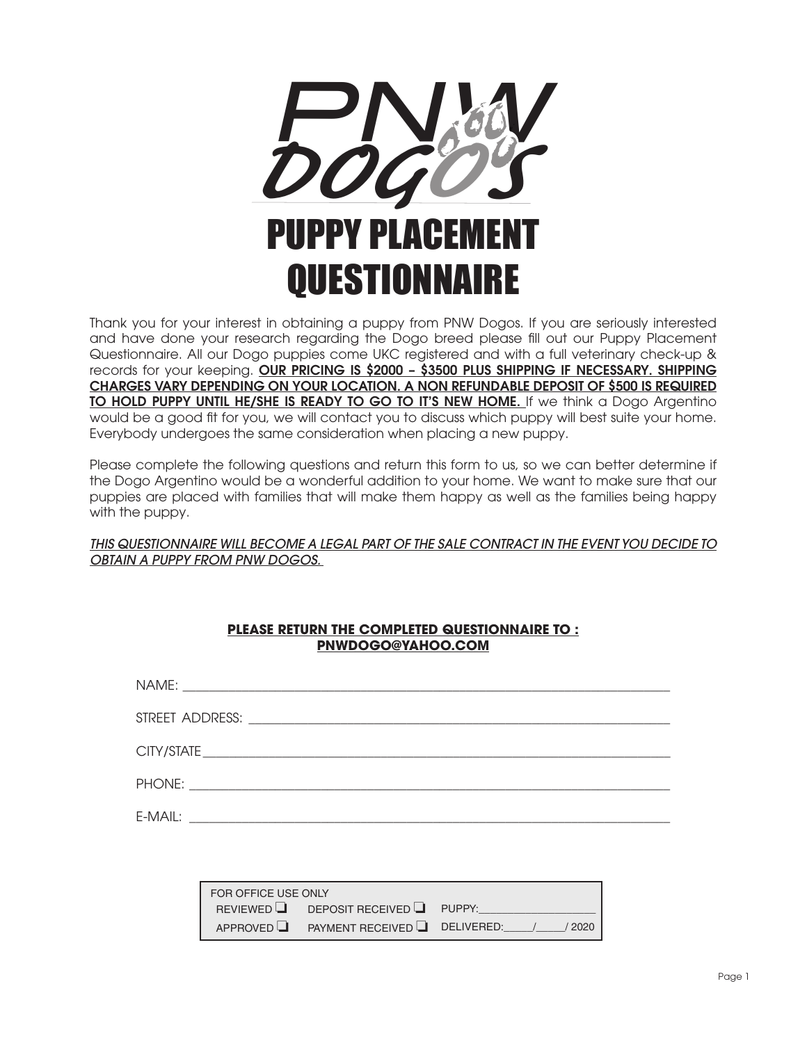# PNW DOGOS

# PUPPY PLACEMENT QUESTIONNAIRE

Thank you for your interest in obtaining a puppy from PNW Dogos. If you are seriously interested and have done your research regarding the Dogo breed please fill out our Puppy Placement Questionnaire. All our Dogo puppies come UKC registered and with a full veterinary check-up & records for your keeping. **OUR PRICING IS $2000 – $3500 PLUS SHIPPING IF NECESSARY. SHIPPING CHARGES VARY DEPENDING ON YOUR LOCATION. A NON REFUNDABLE DEPOSIT OF $500 IS REQUIRED TO HOLD PUPPY UNTIL HE/SHE IS READY TO GO TO IT'S NEW HOME.** If we think a Dogo Argentino would be a good fit for you, we will contact you to discuss which puppy will best suite your home. Everybody undergoes the same consideration when placing a new puppy.

Please complete the following questions and return this form to us, so we can better determine if the Dogo Argentino would be a wonderful addition to your home. We want to make sure that our puppies are placed with families that will make them happy as well as the families being happy with the puppy.

*THIS QUESTIONNAIRE WILL BECOME A LEGAL PART OF THE SALE CONTRACT IN THE EVENT YOU DECIDE TO OBTAIN A PUPPY FROM PNW DOGOS.*

**PLEASE RETURN THE COMPLETED QUESTIONNAIRE TO :**
**PNWDOGO@YAHOO.COM**

NAME: ______________________________

STREET ADDRESS: ______________________________

CITY/STATE ______________________________

PHONE: ______________________________

E-MAIL: ______________________________

| FOR OFFICE USE ONLY | | |
|---|---|---|
| REVIEWED ❑ | DEPOSIT RECEIVED ❑ | PUPPY:__________ |
| APPROVED ❑ | PAYMENT RECEIVED ❑ | DELIVERED:____/____/ 2020 |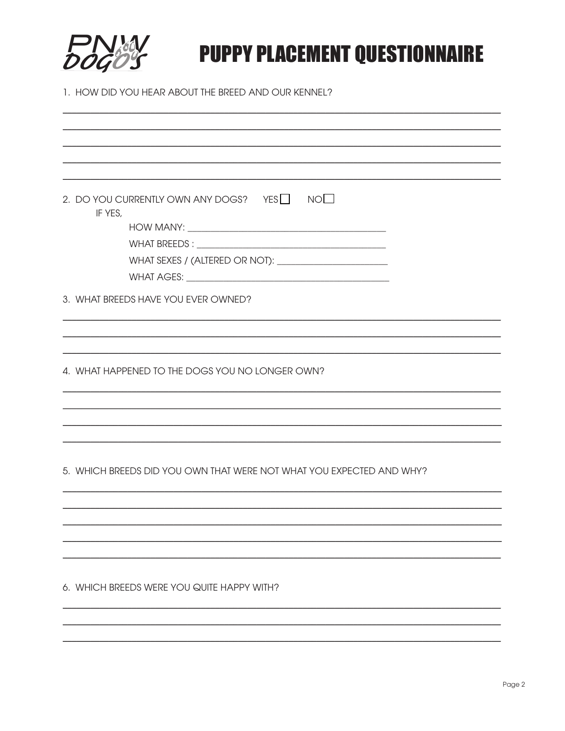# PUPPY PLACEMENT QUESTIONNAIRE

1. HOW DID YOU HEAR ABOUT THE BREED AND OUR KENNEL?

_______________________________________________________________________________

_______________________________________________________________________________

_______________________________________________________________________________

_______________________________________________________________________________

_______________________________________________________________________________

2. DO YOU CURRENTLY OWN ANY DOGS? YES ☐ NO ☐

   IF YES,

   HOW MANY: ________________________________________

   WHAT BREEDS : ________________________________________

   WHAT SEXES / (ALTERED OR NOT): ______________________

   WHAT AGES: ________________________________________

3. WHAT BREEDS HAVE YOU EVER OWNED?

_______________________________________________________________________________

_______________________________________________________________________________

_______________________________________________________________________________

4. WHAT HAPPENED TO THE DOGS YOU NO LONGER OWN?

_______________________________________________________________________________

_______________________________________________________________________________

_______________________________________________________________________________

_______________________________________________________________________________

5. WHICH BREEDS DID YOU OWN THAT WERE NOT WHAT YOU EXPECTED AND WHY?

_______________________________________________________________________________

_______________________________________________________________________________

_______________________________________________________________________________

_______________________________________________________________________________

_______________________________________________________________________________

6. WHICH BREEDS WERE YOU QUITE HAPPY WITH?

_______________________________________________________________________________

_______________________________________________________________________________

_______________________________________________________________________________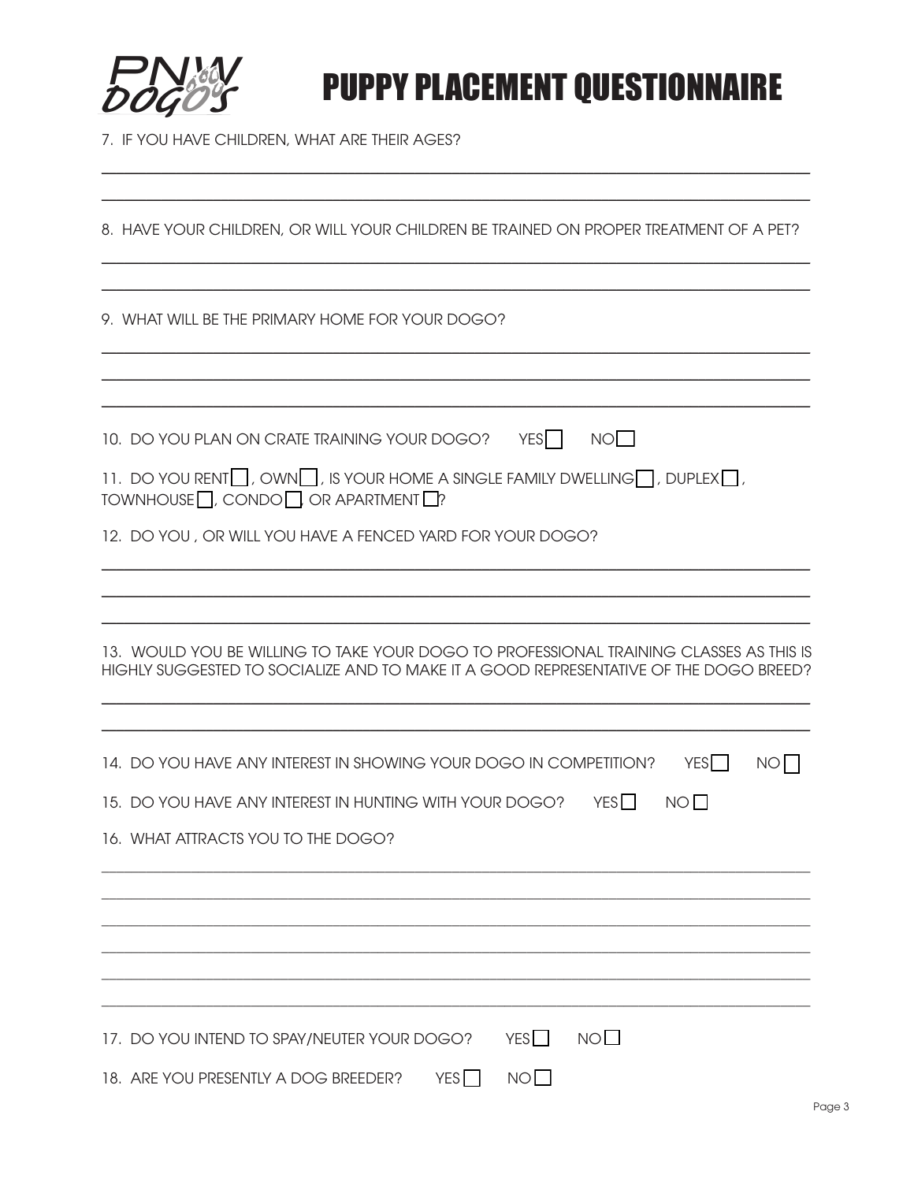# PUPPY PLACEMENT QUESTIONNAIRE

7. IF YOU HAVE CHILDREN, WHAT ARE THEIR AGES?

_______________________________________________________________________________

_______________________________________________________________________________

8. HAVE YOUR CHILDREN, OR WILL YOUR CHILDREN BE TRAINED ON PROPER TREATMENT OF A PET?

_______________________________________________________________________________

_______________________________________________________________________________

9. WHAT WILL BE THE PRIMARY HOME FOR YOUR DOGO?

_______________________________________________________________________________

_______________________________________________________________________________

_______________________________________________________________________________

10. DO YOU PLAN ON CRATE TRAINING YOUR DOGO? YES ☐ NO ☐

11. DO YOU RENT ☐, OWN ☐, IS YOUR HOME A SINGLE FAMILY DWELLING ☐, DUPLEX ☐, TOWNHOUSE ☐, CONDO ☐, OR APARTMENT ☐?

12. DO YOU , OR WILL YOU HAVE A FENCED YARD FOR YOUR DOGO?

_______________________________________________________________________________

_______________________________________________________________________________

_______________________________________________________________________________

13. WOULD YOU BE WILLING TO TAKE YOUR DOGO TO PROFESSIONAL TRAINING CLASSES AS THIS IS HIGHLY SUGGESTED TO SOCIALIZE AND TO MAKE IT A GOOD REPRESENTATIVE OF THE DOGO BREED?

_______________________________________________________________________________

_______________________________________________________________________________

14. DO YOU HAVE ANY INTEREST IN SHOWING YOUR DOGO IN COMPETITION? YES ☐ NO ☐

15. DO YOU HAVE ANY INTEREST IN HUNTING WITH YOUR DOGO? YES ☐ NO ☐

16. WHAT ATTRACTS YOU TO THE DOGO?

_______________________________________________________________________________

_______________________________________________________________________________

_______________________________________________________________________________

_______________________________________________________________________________

_______________________________________________________________________________

_______________________________________________________________________________

17. DO YOU INTEND TO SPAY/NEUTER YOUR DOGO? YES ☐ NO ☐

18. ARE YOU PRESENTLY A DOG BREEDER? YES ☐ NO ☐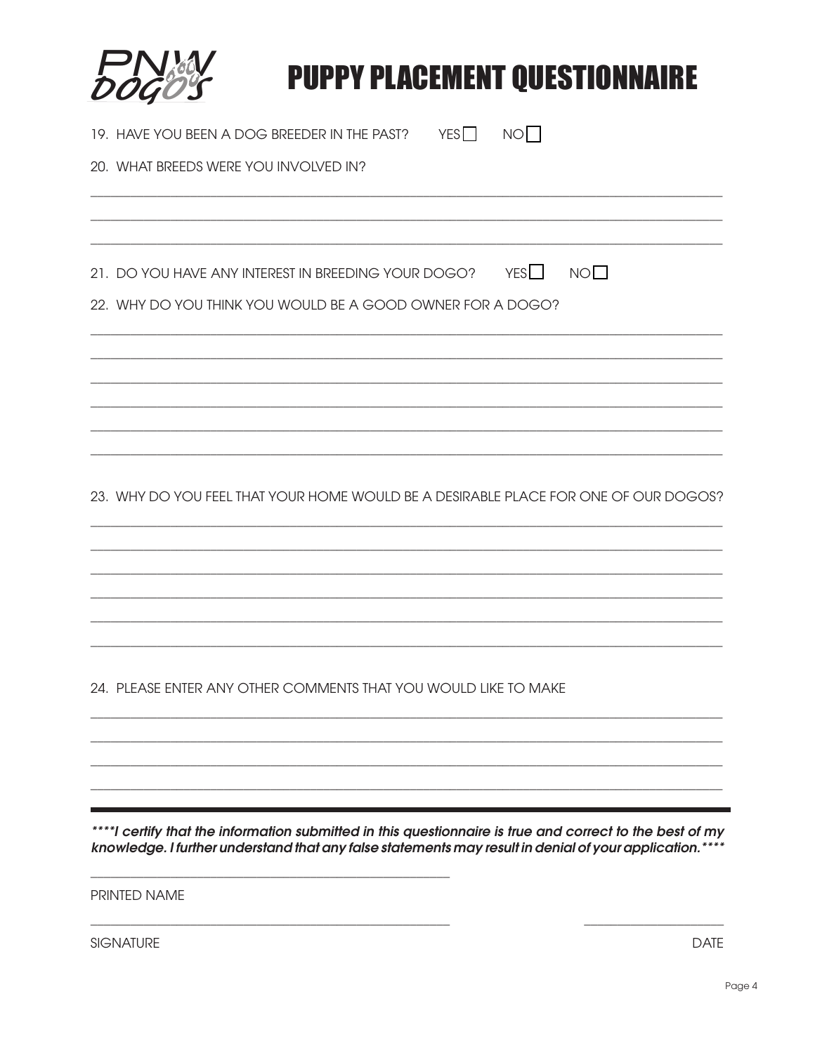# PUPPY PLACEMENT QUESTIONNAIRE

19. HAVE YOU BEEN A DOG BREEDER IN THE PAST? YES ☐ NO ☐

20. WHAT BREEDS WERE YOU INVOLVED IN?

______________________________________________________________________

______________________________________________________________________

______________________________________________________________________

21. DO YOU HAVE ANY INTEREST IN BREEDING YOUR DOGO? YES ☐ NO ☐

22. WHY DO YOU THINK YOU WOULD BE A GOOD OWNER FOR A DOGO?

______________________________________________________________________

______________________________________________________________________

______________________________________________________________________

______________________________________________________________________

______________________________________________________________________

______________________________________________________________________

23. WHY DO YOU FEEL THAT YOUR HOME WOULD BE A DESIRABLE PLACE FOR ONE OF OUR DOGOS?

______________________________________________________________________

______________________________________________________________________

______________________________________________________________________

______________________________________________________________________

______________________________________________________________________

______________________________________________________________________

24. PLEASE ENTER ANY OTHER COMMENTS THAT YOU WOULD LIKE TO MAKE

______________________________________________________________________

______________________________________________________________________

______________________________________________________________________

______________________________________________________________________

---

***\*\*\*\*I certify that the information submitted in this questionnaire is true and correct to the best of my knowledge. I further understand that any false statements may result in denial of your application.\*\*\*\****

______________________________

PRINTED NAME

______________________________ ____________________

SIGNATURE DATE